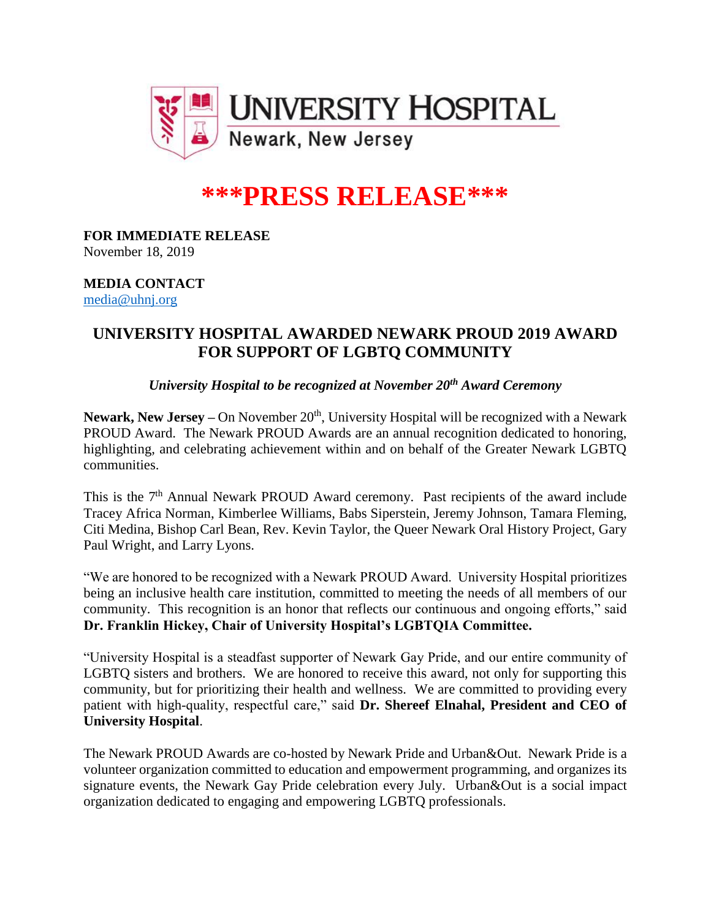UNIVERSITY HOSPITAL
Newark, New Jersey

# ***PRESS RELEASE***

**FOR IMMEDIATE RELEASE**
November 18, 2019

**MEDIA CONTACT**
media@uhnj.org

## UNIVERSITY HOSPITAL AWARDED NEWARK PROUD 2019 AWARD FOR SUPPORT OF LGBTQ COMMUNITY

***University Hospital to be recognized at November 20th Award Ceremony***

**Newark, New Jersey –** On November 20th, University Hospital will be recognized with a Newark PROUD Award. The Newark PROUD Awards are an annual recognition dedicated to honoring, highlighting, and celebrating achievement within and on behalf of the Greater Newark LGBTQ communities.

This is the 7th Annual Newark PROUD Award ceremony. Past recipients of the award include Tracey Africa Norman, Kimberlee Williams, Babs Siperstein, Jeremy Johnson, Tamara Fleming, Citi Medina, Bishop Carl Bean, Rev. Kevin Taylor, the Queer Newark Oral History Project, Gary Paul Wright, and Larry Lyons.

"We are honored to be recognized with a Newark PROUD Award. University Hospital prioritizes being an inclusive health care institution, committed to meeting the needs of all members of our community. This recognition is an honor that reflects our continuous and ongoing efforts," said **Dr. Franklin Hickey, Chair of University Hospital's LGBTQIA Committee.**

"University Hospital is a steadfast supporter of Newark Gay Pride, and our entire community of LGBTQ sisters and brothers. We are honored to receive this award, not only for supporting this community, but for prioritizing their health and wellness. We are committed to providing every patient with high-quality, respectful care," said **Dr. Shereef Elnahal, President and CEO of University Hospital**.

The Newark PROUD Awards are co-hosted by Newark Pride and Urban&Out. Newark Pride is a volunteer organization committed to education and empowerment programming, and organizes its signature events, the Newark Gay Pride celebration every July. Urban&Out is a social impact organization dedicated to engaging and empowering LGBTQ professionals.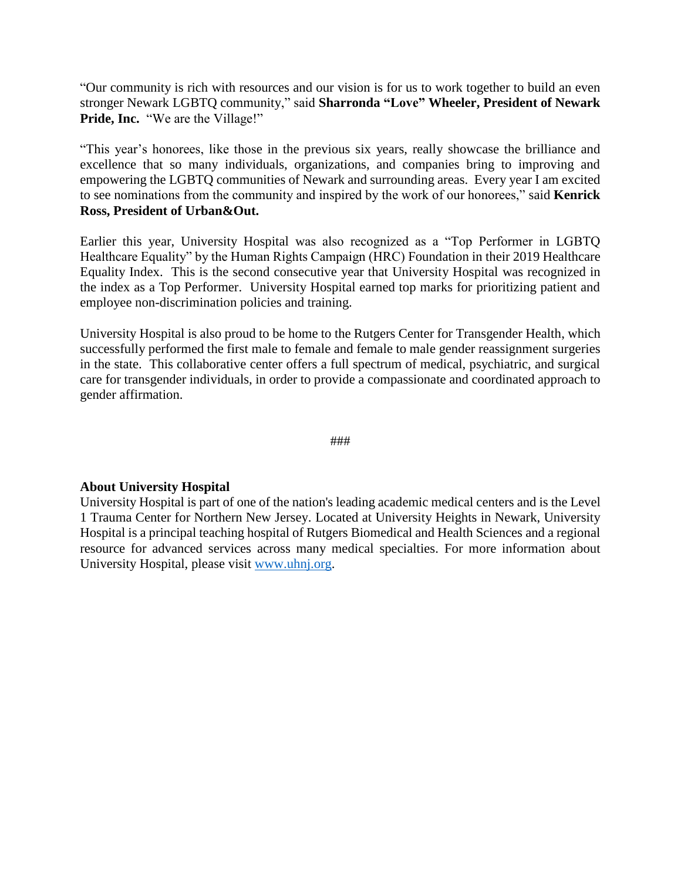"Our community is rich with resources and our vision is for us to work together to build an even stronger Newark LGBTQ community," said **Sharronda "Love" Wheeler, President of Newark Pride, Inc.** "We are the Village!"

"This year's honorees, like those in the previous six years, really showcase the brilliance and excellence that so many individuals, organizations, and companies bring to improving and empowering the LGBTQ communities of Newark and surrounding areas. Every year I am excited to see nominations from the community and inspired by the work of our honorees," said **Kenrick Ross, President of Urban&Out.**

Earlier this year, University Hospital was also recognized as a "Top Performer in LGBTQ Healthcare Equality" by the Human Rights Campaign (HRC) Foundation in their 2019 Healthcare Equality Index. This is the second consecutive year that University Hospital was recognized in the index as a Top Performer. University Hospital earned top marks for prioritizing patient and employee non-discrimination policies and training.

University Hospital is also proud to be home to the Rutgers Center for Transgender Health, which successfully performed the first male to female and female to male gender reassignment surgeries in the state. This collaborative center offers a full spectrum of medical, psychiatric, and surgical care for transgender individuals, in order to provide a compassionate and coordinated approach to gender affirmation.

###

**About University Hospital**

University Hospital is part of one of the nation's leading academic medical centers and is the Level 1 Trauma Center for Northern New Jersey. Located at University Heights in Newark, University Hospital is a principal teaching hospital of Rutgers Biomedical and Health Sciences and a regional resource for advanced services across many medical specialties. For more information about University Hospital, please visit [www.uhnj.org](http://www.uhnj.org).